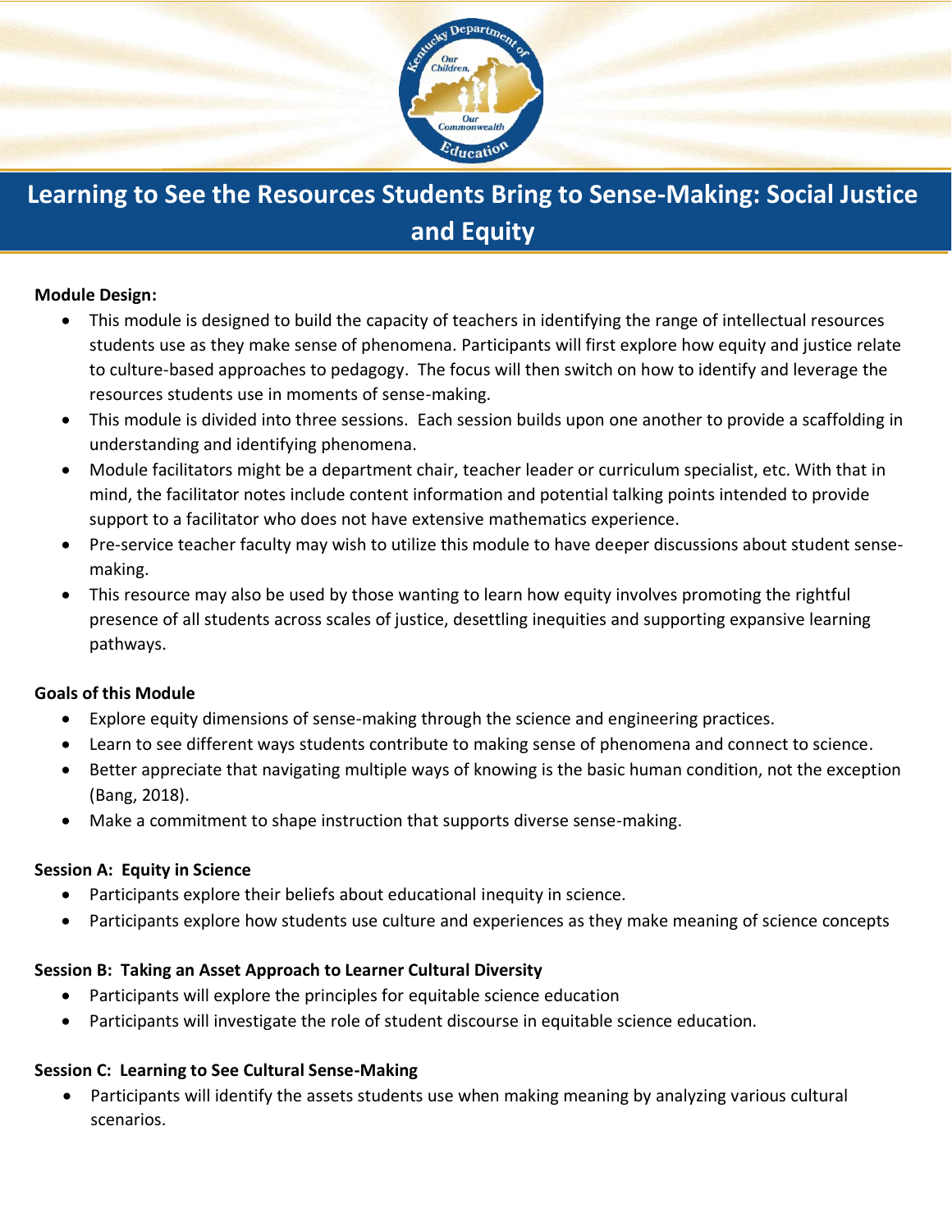# Learning to See the Resources Students Bring to Sense-Making: Social Justice and Equity

**Module Design:**

- This module is designed to build the capacity of teachers in identifying the range of intellectual resources students use as they make sense of phenomena. Participants will first explore how equity and justice relate to culture-based approaches to pedagogy. The focus will then switch on how to identify and leverage the resources students use in moments of sense-making.
- This module is divided into three sessions. Each session builds upon one another to provide a scaffolding in understanding and identifying phenomena.
- Module facilitators might be a department chair, teacher leader or curriculum specialist, etc. With that in mind, the facilitator notes include content information and potential talking points intended to provide support to a facilitator who does not have extensive mathematics experience.
- Pre-service teacher faculty may wish to utilize this module to have deeper discussions about student sense-making.
- This resource may also be used by those wanting to learn how equity involves promoting the rightful presence of all students across scales of justice, desettling inequities and supporting expansive learning pathways.

**Goals of this Module**

- Explore equity dimensions of sense-making through the science and engineering practices.
- Learn to see different ways students contribute to making sense of phenomena and connect to science.
- Better appreciate that navigating multiple ways of knowing is the basic human condition, not the exception (Bang, 2018).
- Make a commitment to shape instruction that supports diverse sense-making.

**Session A: Equity in Science**

- Participants explore their beliefs about educational inequity in science.
- Participants explore how students use culture and experiences as they make meaning of science concepts

**Session B: Taking an Asset Approach to Learner Cultural Diversity**

- Participants will explore the principles for equitable science education
- Participants will investigate the role of student discourse in equitable science education.

**Session C: Learning to See Cultural Sense-Making**

- Participants will identify the assets students use when making meaning by analyzing various cultural scenarios.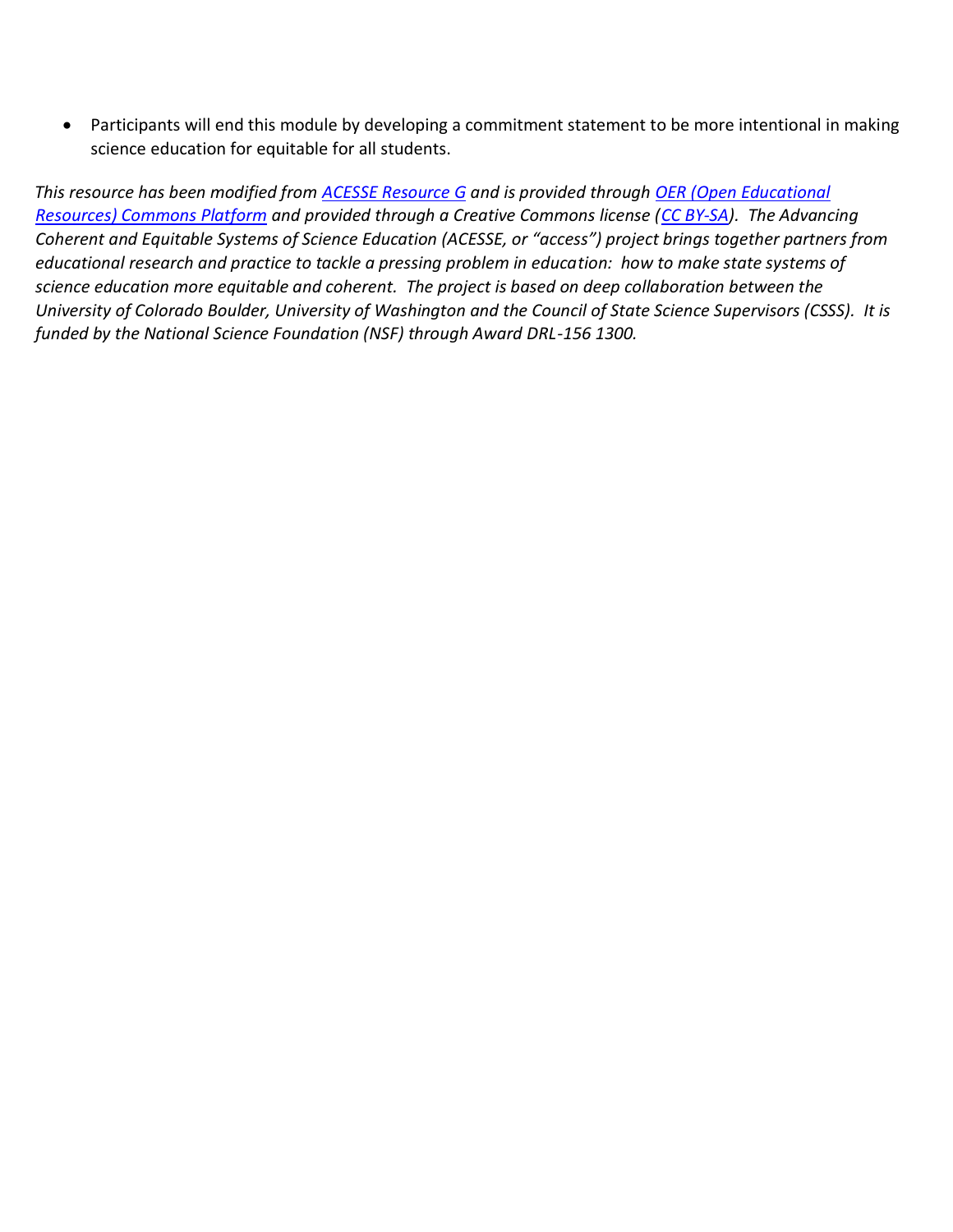- Participants will end this module by developing a commitment statement to be more intentional in making science education for equitable for all students.

*This resource has been modified from [ACESSE Resource G] and is provided through [OER (Open Educational Resources) Commons Platform] and provided through a Creative Commons license ([CC BY-SA]). The Advancing Coherent and Equitable Systems of Science Education (ACESSE, or "access") project brings together partners from educational research and practice to tackle a pressing problem in education: how to make state systems of science education more equitable and coherent. The project is based on deep collaboration between the University of Colorado Boulder, University of Washington and the Council of State Science Supervisors (CSSS). It is funded by the National Science Foundation (NSF) through Award DRL-156 1300.*